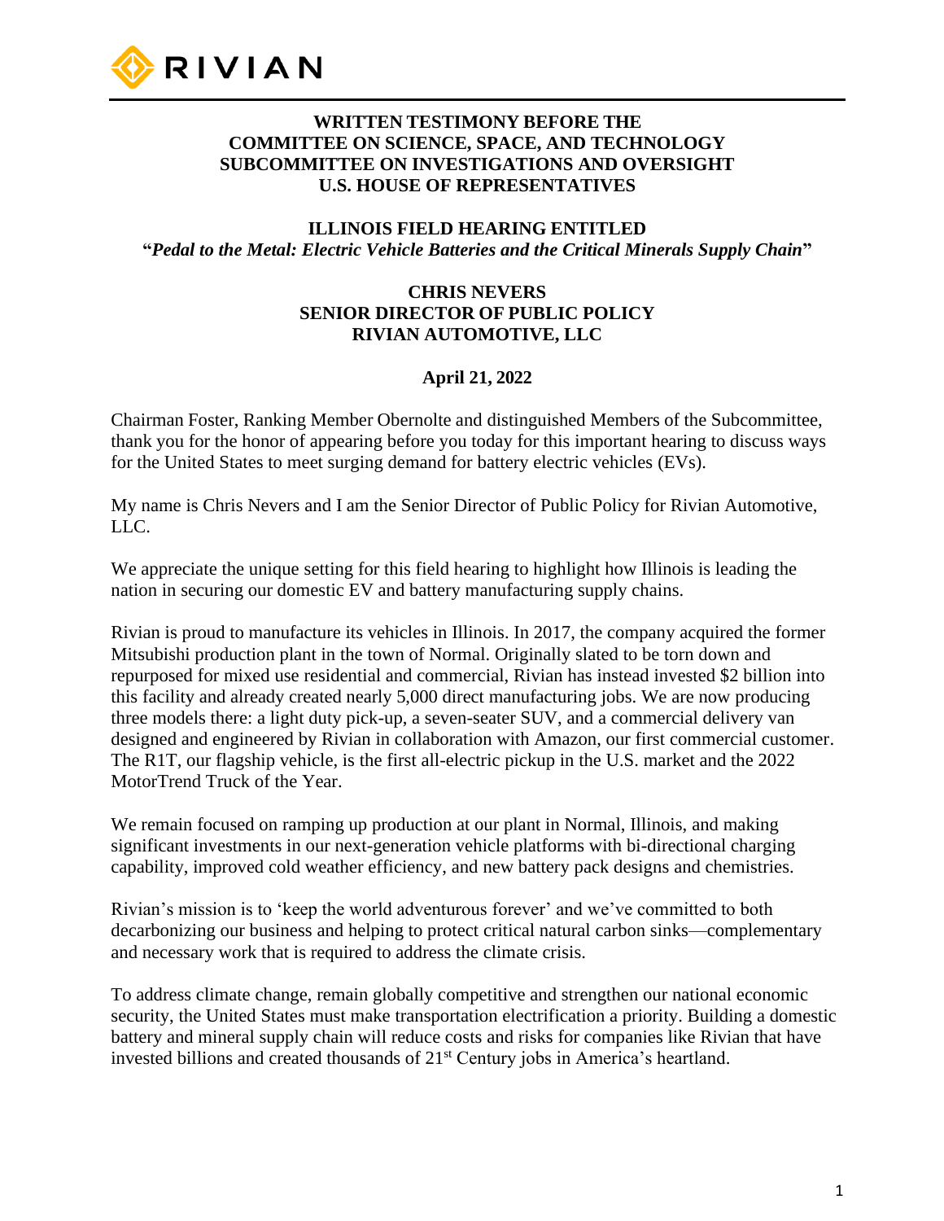# WRITTEN TESTIMONY BEFORE THE COMMITTEE ON SCIENCE, SPACE, AND TECHNOLOGY SUBCOMMITTEE ON INVESTIGATIONS AND OVERSIGHT U.S. HOUSE OF REPRESENTATIVES

## ILLINOIS FIELD HEARING ENTITLED "*Pedal to the Metal: Electric Vehicle Batteries and the Critical Minerals Supply Chain*"

**CHRIS NEVERS**
**SENIOR DIRECTOR OF PUBLIC POLICY**
**RIVIAN AUTOMOTIVE, LLC**

**April 21, 2022**

Chairman Foster, Ranking Member Obernolte and distinguished Members of the Subcommittee, thank you for the honor of appearing before you today for this important hearing to discuss ways for the United States to meet surging demand for battery electric vehicles (EVs).

My name is Chris Nevers and I am the Senior Director of Public Policy for Rivian Automotive, LLC.

We appreciate the unique setting for this field hearing to highlight how Illinois is leading the nation in securing our domestic EV and battery manufacturing supply chains.

Rivian is proud to manufacture its vehicles in Illinois. In 2017, the company acquired the former Mitsubishi production plant in the town of Normal. Originally slated to be torn down and repurposed for mixed use residential and commercial, Rivian has instead invested $2 billion into this facility and already created nearly 5,000 direct manufacturing jobs. We are now producing three models there: a light duty pick-up, a seven-seater SUV, and a commercial delivery van designed and engineered by Rivian in collaboration with Amazon, our first commercial customer. The R1T, our flagship vehicle, is the first all-electric pickup in the U.S. market and the 2022 MotorTrend Truck of the Year.

We remain focused on ramping up production at our plant in Normal, Illinois, and making significant investments in our next-generation vehicle platforms with bi-directional charging capability, improved cold weather efficiency, and new battery pack designs and chemistries.

Rivian's mission is to 'keep the world adventurous forever' and we've committed to both decarbonizing our business and helping to protect critical natural carbon sinks—complementary and necessary work that is required to address the climate crisis.

To address climate change, remain globally competitive and strengthen our national economic security, the United States must make transportation electrification a priority. Building a domestic battery and mineral supply chain will reduce costs and risks for companies like Rivian that have invested billions and created thousands of 21st Century jobs in America's heartland.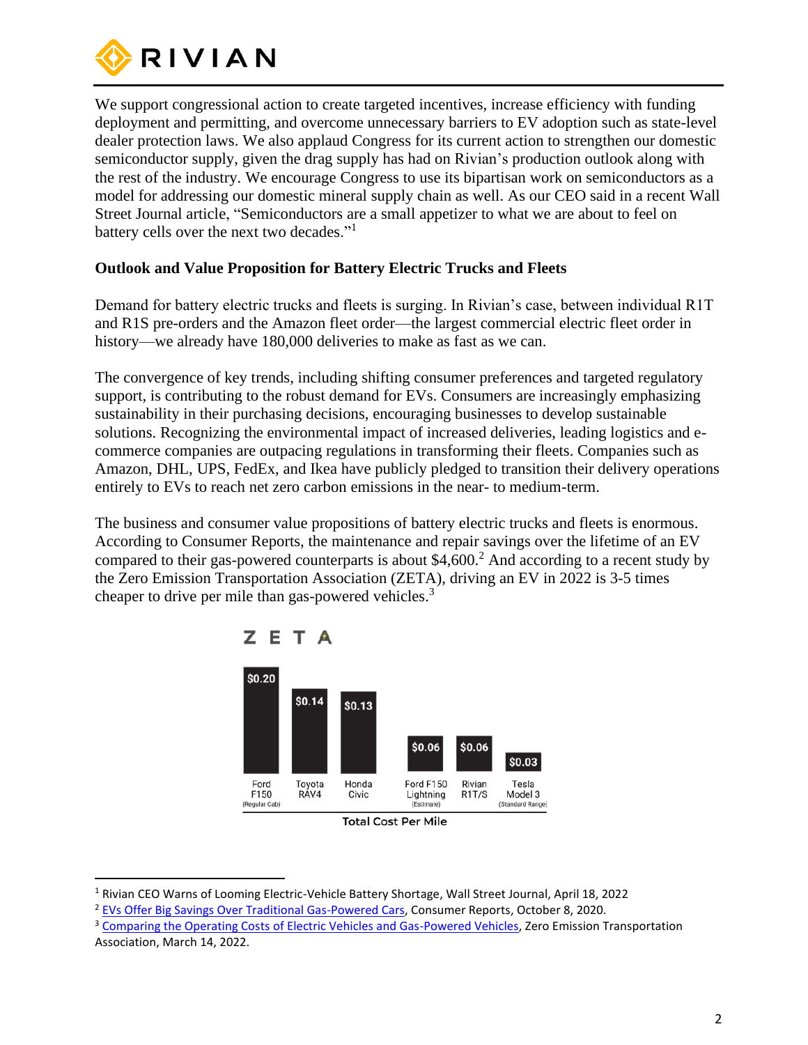We support congressional action to create targeted incentives, increase efficiency with funding deployment and permitting, and overcome unnecessary barriers to EV adoption such as state-level dealer protection laws. We also applaud Congress for its current action to strengthen our domestic semiconductor supply, given the drag supply has had on Rivian's production outlook along with the rest of the industry. We encourage Congress to use its bipartisan work on semiconductors as a model for addressing our domestic mineral supply chain as well. As our CEO said in a recent Wall Street Journal article, "Semiconductors are a small appetizer to what we are about to feel on battery cells over the next two decades."[1]

**Outlook and Value Proposition for Battery Electric Trucks and Fleets**

Demand for battery electric trucks and fleets is surging. In Rivian's case, between individual R1T and R1S pre-orders and the Amazon fleet order—the largest commercial electric fleet order in history—we already have 180,000 deliveries to make as fast as we can.

The convergence of key trends, including shifting consumer preferences and targeted regulatory support, is contributing to the robust demand for EVs. Consumers are increasingly emphasizing sustainability in their purchasing decisions, encouraging businesses to develop sustainable solutions. Recognizing the environmental impact of increased deliveries, leading logistics and e-commerce companies are outpacing regulations in transforming their fleets. Companies such as Amazon, DHL, UPS, FedEx, and Ikea have publicly pledged to transition their delivery operations entirely to EVs to reach net zero carbon emissions in the near- to medium-term.

The business and consumer value propositions of battery electric trucks and fleets is enormous. According to Consumer Reports, the maintenance and repair savings over the lifetime of an EV compared to their gas-powered counterparts is about $4,600.[2] And according to a recent study by the Zero Emission Transportation Association (ZETA), driving an EV in 2022 is 3-5 times cheaper to drive per mile than gas-powered vehicles.[3]

ZETA

| Vehicle | Total Cost Per Mile |
| --- | --- |
| Ford F150 (Regular Cab) | $0.20 |
| Toyota RAV4 | $0.14 |
| Honda Civic | $0.13 |
| Ford F150 Lightning (Estimate) | $0.06 |
| Rivian R1T/S | $0.06 |
| Tesla Model 3 (Standard Range) | $0.03 |

Total Cost Per Mile

---

[1] Rivian CEO Warns of Looming Electric-Vehicle Battery Shortage, Wall Street Journal, April 18, 2022

[2] EVs Offer Big Savings Over Traditional Gas-Powered Cars, Consumer Reports, October 8, 2020.

[3] Comparing the Operating Costs of Electric Vehicles and Gas-Powered Vehicles, Zero Emission Transportation Association, March 14, 2022.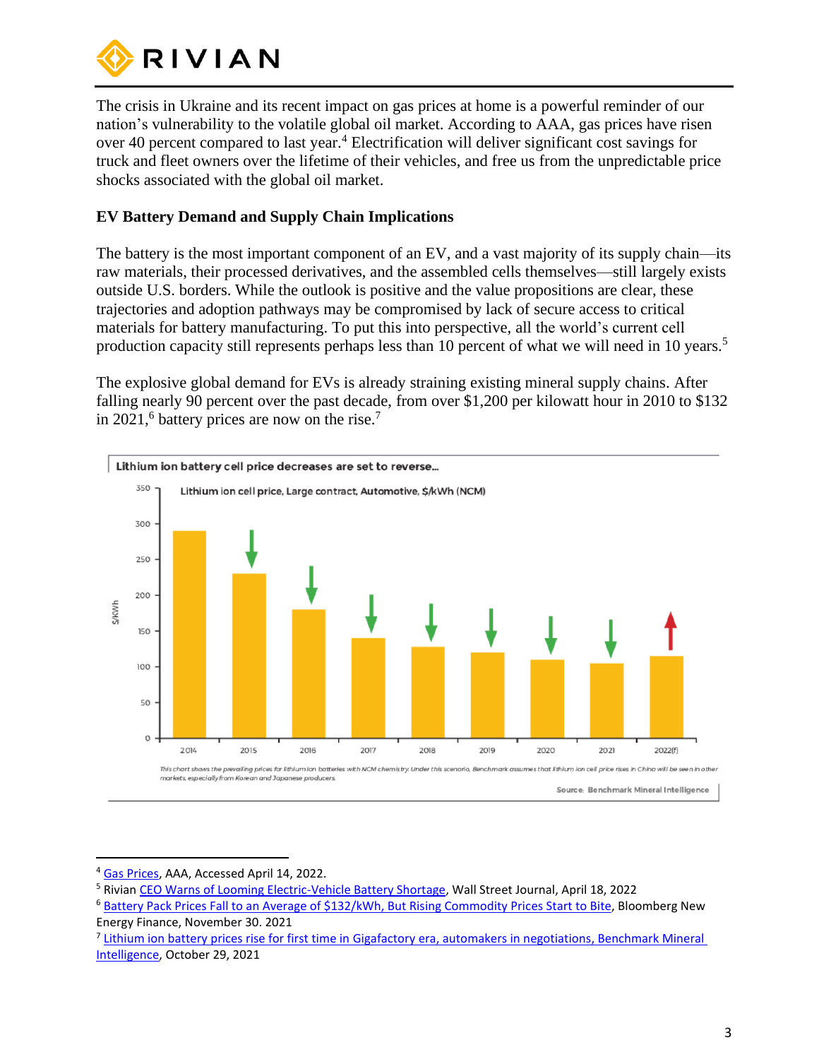The crisis in Ukraine and its recent impact on gas prices at home is a powerful reminder of our nation's vulnerability to the volatile global oil market. According to AAA, gas prices have risen over 40 percent compared to last year.[4] Electrification will deliver significant cost savings for truck and fleet owners over the lifetime of their vehicles, and free us from the unpredictable price shocks associated with the global oil market.

## EV Battery Demand and Supply Chain Implications

The battery is the most important component of an EV, and a vast majority of its supply chain—its raw materials, their processed derivatives, and the assembled cells themselves—still largely exists outside U.S. borders. While the outlook is positive and the value propositions are clear, these trajectories and adoption pathways may be compromised by lack of secure access to critical materials for battery manufacturing. To put this into perspective, all the world's current cell production capacity still represents perhaps less than 10 percent of what we will need in 10 years.[5]

The explosive global demand for EVs is already straining existing mineral supply chains. After falling nearly 90 percent over the past decade, from over $1,200 per kilowatt hour in 2010 to $132 in 2021,[6] battery prices are now on the rise.[7]

**Lithium ion battery cell price decreases are set to reverse...**

Lithium ion cell price, Large contract, Automotive, $/kWh (NCM)

| Year | $/kWh (approx.) |
|---|---|
| 2014 | 290 |
| 2015 | 230 |
| 2016 | 180 |
| 2017 | 140 |
| 2018 | 128 |
| 2019 | 120 |
| 2020 | 110 |
| 2021 | 105 |
| 2022(f) | 115 |

*This chart shows the prevailing prices for lithium ion batteries with NCM chemistry. Under this scenario, Benchmark assumes that lithium ion cell price rises in China will be seen in other markets, especially from Korean and Japanese producers*

Source: Benchmark Mineral Intelligence

---

[4] Gas Prices, AAA, Accessed April 14, 2022.

[5] Rivian CEO Warns of Looming Electric-Vehicle Battery Shortage, Wall Street Journal, April 18, 2022

[6] Battery Pack Prices Fall to an Average of $132/kWh, But Rising Commodity Prices Start to Bite, Bloomberg New Energy Finance, November 30. 2021

[7] Lithium ion battery prices rise for first time in Gigafactory era, automakers in negotiations, Benchmark Mineral Intelligence, October 29, 2021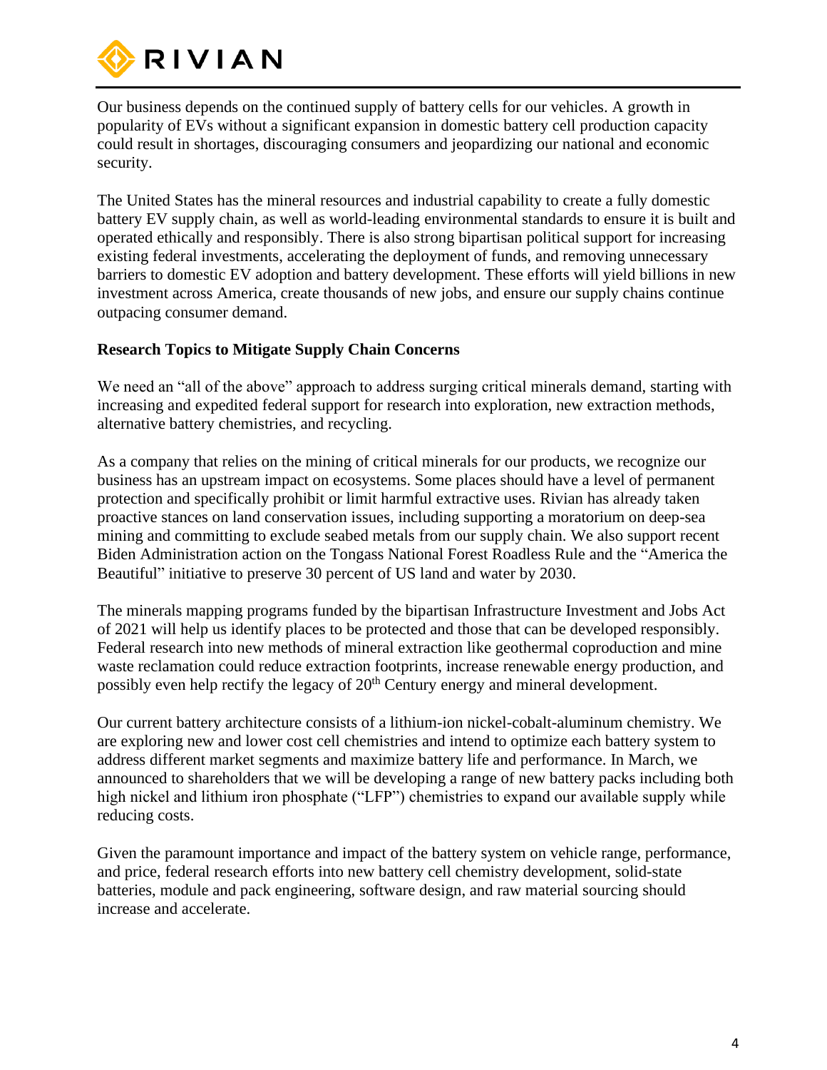Our business depends on the continued supply of battery cells for our vehicles. A growth in popularity of EVs without a significant expansion in domestic battery cell production capacity could result in shortages, discouraging consumers and jeopardizing our national and economic security.

The United States has the mineral resources and industrial capability to create a fully domestic battery EV supply chain, as well as world-leading environmental standards to ensure it is built and operated ethically and responsibly. There is also strong bipartisan political support for increasing existing federal investments, accelerating the deployment of funds, and removing unnecessary barriers to domestic EV adoption and battery development. These efforts will yield billions in new investment across America, create thousands of new jobs, and ensure our supply chains continue outpacing consumer demand.

**Research Topics to Mitigate Supply Chain Concerns**

We need an "all of the above" approach to address surging critical minerals demand, starting with increasing and expedited federal support for research into exploration, new extraction methods, alternative battery chemistries, and recycling.

As a company that relies on the mining of critical minerals for our products, we recognize our business has an upstream impact on ecosystems. Some places should have a level of permanent protection and specifically prohibit or limit harmful extractive uses. Rivian has already taken proactive stances on land conservation issues, including supporting a moratorium on deep-sea mining and committing to exclude seabed metals from our supply chain. We also support recent Biden Administration action on the Tongass National Forest Roadless Rule and the "America the Beautiful" initiative to preserve 30 percent of US land and water by 2030.

The minerals mapping programs funded by the bipartisan Infrastructure Investment and Jobs Act of 2021 will help us identify places to be protected and those that can be developed responsibly. Federal research into new methods of mineral extraction like geothermal coproduction and mine waste reclamation could reduce extraction footprints, increase renewable energy production, and possibly even help rectify the legacy of 20th Century energy and mineral development.

Our current battery architecture consists of a lithium-ion nickel-cobalt-aluminum chemistry. We are exploring new and lower cost cell chemistries and intend to optimize each battery system to address different market segments and maximize battery life and performance. In March, we announced to shareholders that we will be developing a range of new battery packs including both high nickel and lithium iron phosphate ("LFP") chemistries to expand our available supply while reducing costs.

Given the paramount importance and impact of the battery system on vehicle range, performance, and price, federal research efforts into new battery cell chemistry development, solid-state batteries, module and pack engineering, software design, and raw material sourcing should increase and accelerate.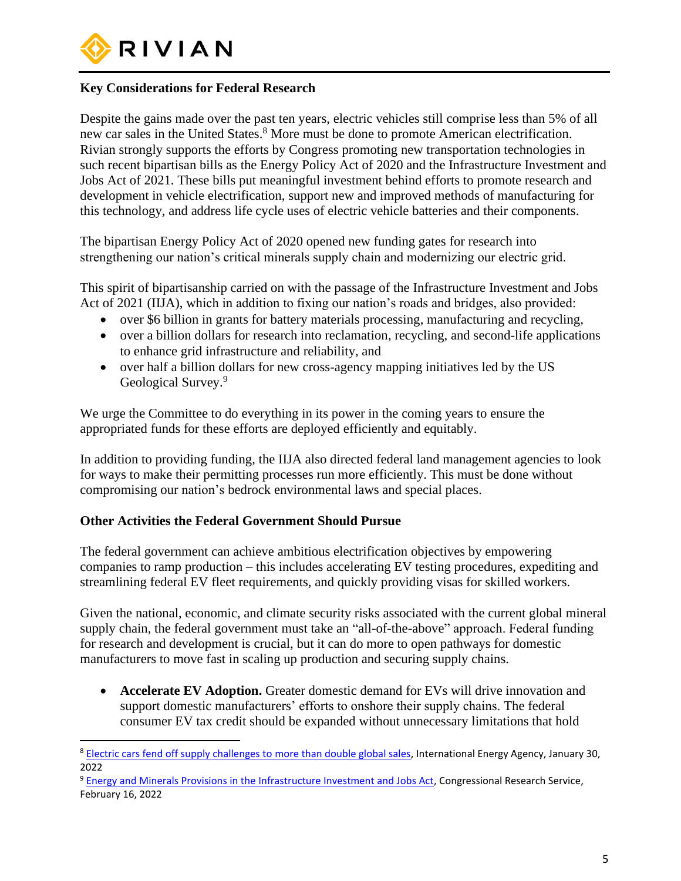**Key Considerations for Federal Research**

Despite the gains made over the past ten years, electric vehicles still comprise less than 5% of all new car sales in the United States.[8] More must be done to promote American electrification. Rivian strongly supports the efforts by Congress promoting new transportation technologies in such recent bipartisan bills as the Energy Policy Act of 2020 and the Infrastructure Investment and Jobs Act of 2021. These bills put meaningful investment behind efforts to promote research and development in vehicle electrification, support new and improved methods of manufacturing for this technology, and address life cycle uses of electric vehicle batteries and their components.

The bipartisan Energy Policy Act of 2020 opened new funding gates for research into strengthening our nation's critical minerals supply chain and modernizing our electric grid.

This spirit of bipartisanship carried on with the passage of the Infrastructure Investment and Jobs Act of 2021 (IIJA), which in addition to fixing our nation's roads and bridges, also provided:

- over $6 billion in grants for battery materials processing, manufacturing and recycling,
- over a billion dollars for research into reclamation, recycling, and second-life applications to enhance grid infrastructure and reliability, and
- over half a billion dollars for new cross-agency mapping initiatives led by the US Geological Survey.[9]

We urge the Committee to do everything in its power in the coming years to ensure the appropriated funds for these efforts are deployed efficiently and equitably.

In addition to providing funding, the IIJA also directed federal land management agencies to look for ways to make their permitting processes run more efficiently. This must be done without compromising our nation's bedrock environmental laws and special places.

**Other Activities the Federal Government Should Pursue**

The federal government can achieve ambitious electrification objectives by empowering companies to ramp production – this includes accelerating EV testing procedures, expediting and streamlining federal EV fleet requirements, and quickly providing visas for skilled workers.

Given the national, economic, and climate security risks associated with the current global mineral supply chain, the federal government must take an "all-of-the-above" approach. Federal funding for research and development is crucial, but it can do more to open pathways for domestic manufacturers to move fast in scaling up production and securing supply chains.

- **Accelerate EV Adoption.** Greater domestic demand for EVs will drive innovation and support domestic manufacturers' efforts to onshore their supply chains. The federal consumer EV tax credit should be expanded without unnecessary limitations that hold

---

[8] Electric cars fend off supply challenges to more than double global sales, International Energy Agency, January 30, 2022

[9] Energy and Minerals Provisions in the Infrastructure Investment and Jobs Act, Congressional Research Service, February 16, 2022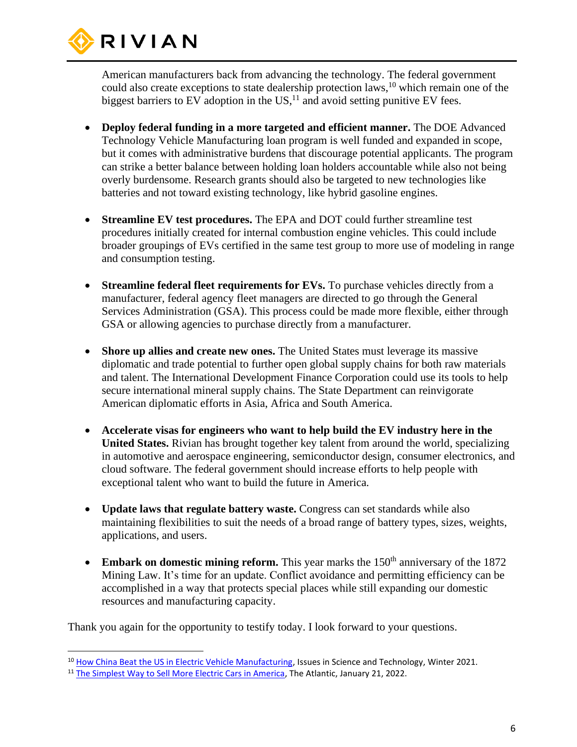American manufacturers back from advancing the technology. The federal government could also create exceptions to state dealership protection laws,[10] which remain one of the biggest barriers to EV adoption in the US,[11] and avoid setting punitive EV fees.

- **Deploy federal funding in a more targeted and efficient manner.** The DOE Advanced Technology Vehicle Manufacturing loan program is well funded and expanded in scope, but it comes with administrative burdens that discourage potential applicants. The program can strike a better balance between holding loan holders accountable while also not being overly burdensome. Research grants should also be targeted to new technologies like batteries and not toward existing technology, like hybrid gasoline engines.

- **Streamline EV test procedures.** The EPA and DOT could further streamline test procedures initially created for internal combustion engine vehicles. This could include broader groupings of EVs certified in the same test group to more use of modeling in range and consumption testing.

- **Streamline federal fleet requirements for EVs.** To purchase vehicles directly from a manufacturer, federal agency fleet managers are directed to go through the General Services Administration (GSA). This process could be made more flexible, either through GSA or allowing agencies to purchase directly from a manufacturer.

- **Shore up allies and create new ones.** The United States must leverage its massive diplomatic and trade potential to further open global supply chains for both raw materials and talent. The International Development Finance Corporation could use its tools to help secure international mineral supply chains. The State Department can reinvigorate American diplomatic efforts in Asia, Africa and South America.

- **Accelerate visas for engineers who want to help build the EV industry here in the United States.** Rivian has brought together key talent from around the world, specializing in automotive and aerospace engineering, semiconductor design, consumer electronics, and cloud software. The federal government should increase efforts to help people with exceptional talent who want to build the future in America.

- **Update laws that regulate battery waste.** Congress can set standards while also maintaining flexibilities to suit the needs of a broad range of battery types, sizes, weights, applications, and users.

- **Embark on domestic mining reform.** This year marks the 150th anniversary of the 1872 Mining Law. It's time for an update. Conflict avoidance and permitting efficiency can be accomplished in a way that protects special places while still expanding our domestic resources and manufacturing capacity.

Thank you again for the opportunity to testify today. I look forward to your questions.

---

[10] How China Beat the US in Electric Vehicle Manufacturing, Issues in Science and Technology, Winter 2021.

[11] The Simplest Way to Sell More Electric Cars in America, The Atlantic, January 21, 2022.